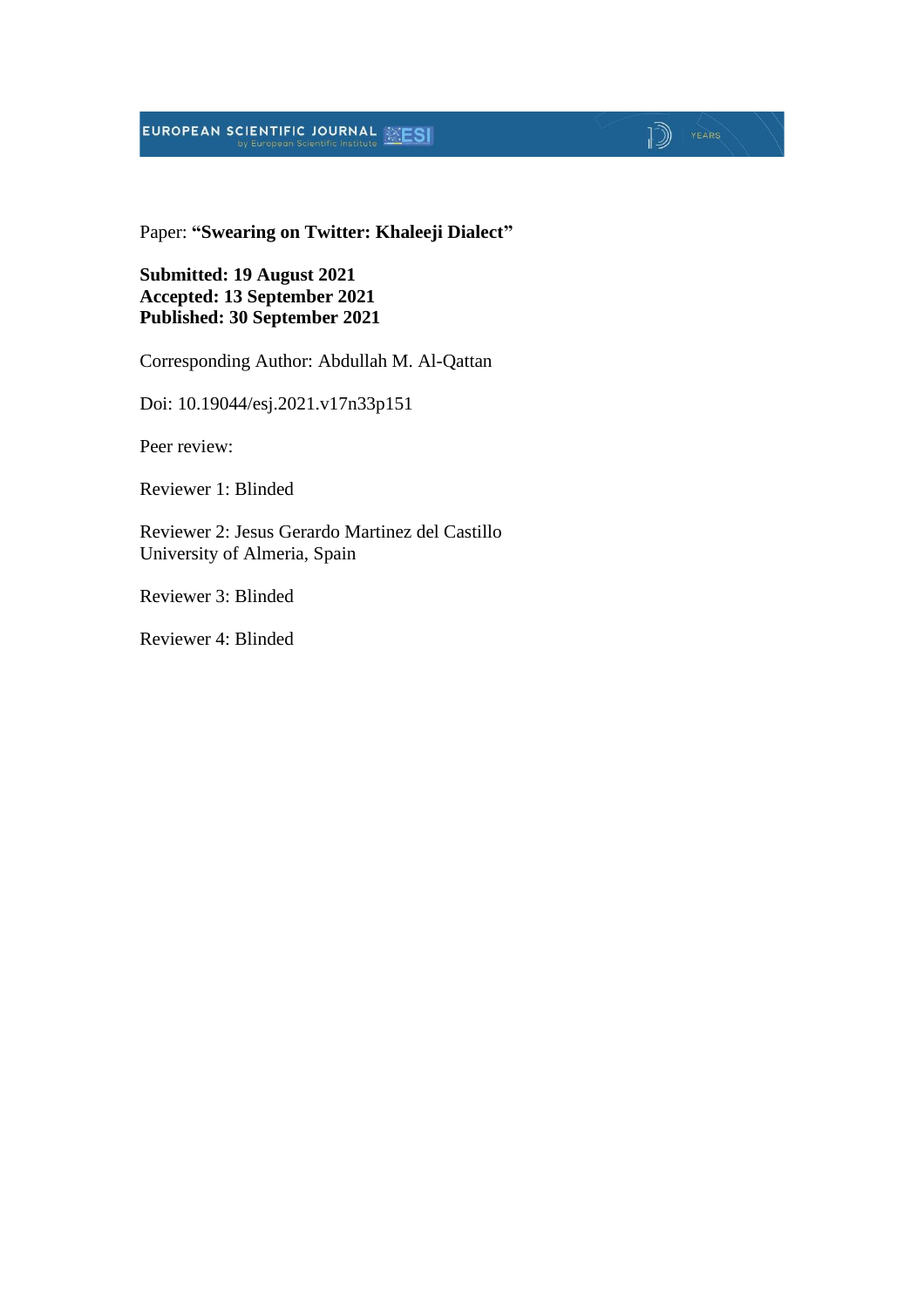Paper: **"Swearing on Twitter: Khaleeji Dialect"**

**Submitted: 19 August 2021**
**Accepted: 13 September 2021**
**Published: 30 September 2021**

Corresponding Author: Abdullah M. Al-Qattan

Doi: 10.19044/esj.2021.v17n33p151

Peer review:

Reviewer 1: Blinded

Reviewer 2: Jesus Gerardo Martinez del Castillo
University of Almeria, Spain

Reviewer 3: Blinded

Reviewer 4: Blinded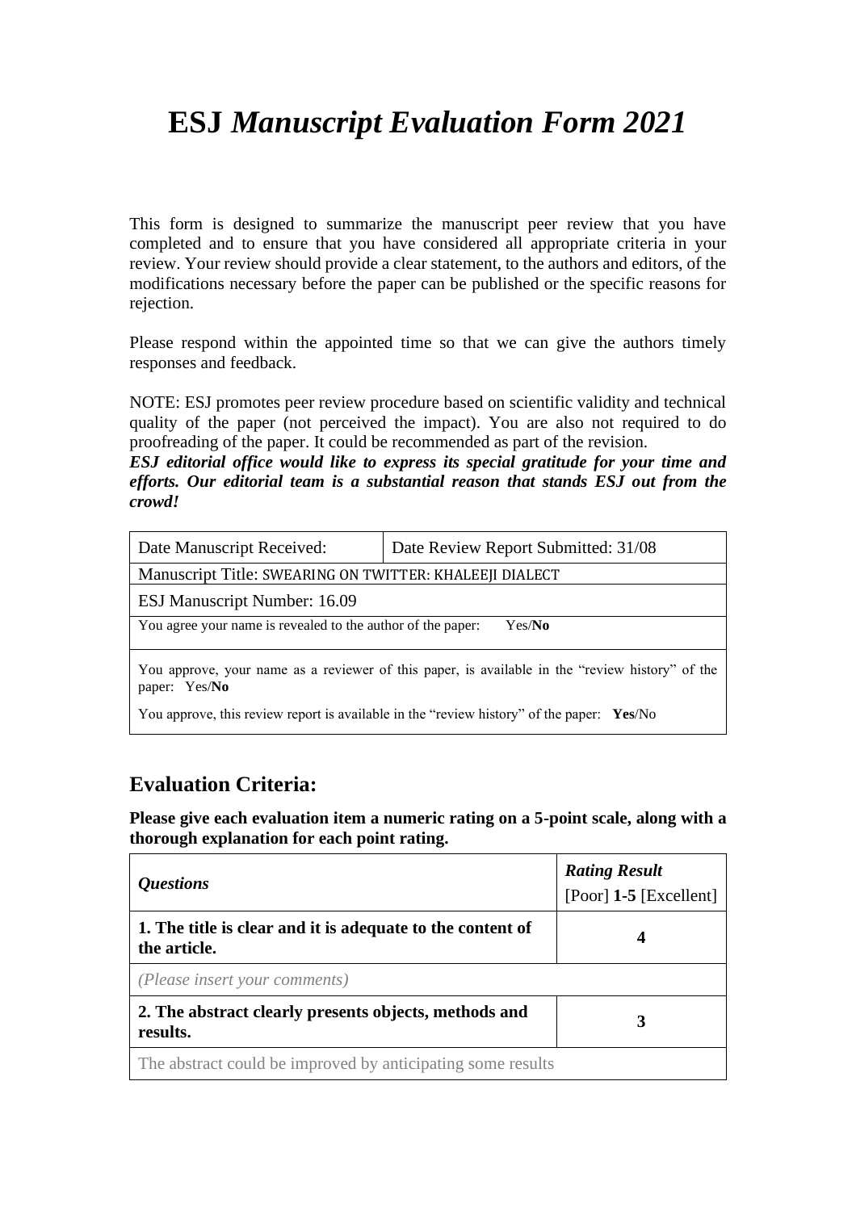// 
# ESJ *Manuscript Evaluation Form 2021*

This form is designed to summarize the manuscript peer review that you have completed and to ensure that you have considered all appropriate criteria in your review. Your review should provide a clear statement, to the authors and editors, of the modifications necessary before the paper can be published or the specific reasons for rejection.

Please respond within the appointed time so that we can give the authors timely responses and feedback.

NOTE: ESJ promotes peer review procedure based on scientific validity and technical quality of the paper (not perceived the impact). You are also not required to do proofreading of the paper. It could be recommended as part of the revision.

***ESJ editorial office would like to express its special gratitude for your time and efforts. Our editorial team is a substantial reason that stands ESJ out from the crowd!***

| | |
|---|---|
| Date Manuscript Received: | Date Review Report Submitted: 31/08 |
| Manuscript Title: SWEARING ON TWITTER: KHALEEJI DIALECT | |
| ESJ Manuscript Number: 16.09 | |
| You agree your name is revealed to the author of the paper: Yes/**No** | |
| You approve, your name as a reviewer of this paper, is available in the "review history" of the paper: Yes/**No**<br>You approve, this review report is available in the "review history" of the paper: **Yes**/No | |

## Evaluation Criteria:

**Please give each evaluation item a numeric rating on a 5-point scale, along with a thorough explanation for each point rating.**

| *Questions* | *Rating Result* [Poor] **1-5** [Excellent] |
|---|---|
| **1. The title is clear and it is adequate to the content of the article.** | **4** |
| *(Please insert your comments)* | |
| **2. The abstract clearly presents objects, methods and results.** | **3** |
| The abstract could be improved by anticipating some results | |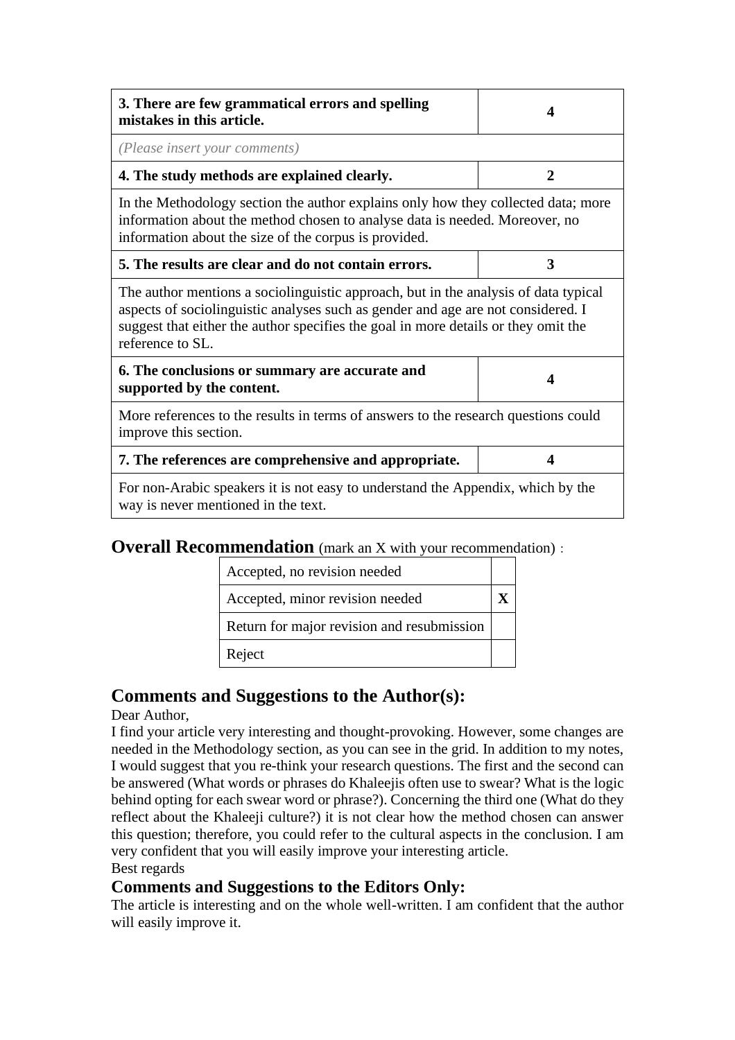| | |
|---|---|
| **3. There are few grammatical errors and spelling mistakes in this article.** | **4** |
| *(Please insert your comments)* | |
| **4. The study methods are explained clearly.** | **2** |
| In the Methodology section the author explains only how they collected data; more information about the method chosen to analyse data is needed. Moreover, no information about the size of the corpus is provided. | |
| **5. The results are clear and do not contain errors.** | **3** |
| The author mentions a sociolinguistic approach, but in the analysis of data typical aspects of sociolinguistic analyses such as gender and age are not considered. I suggest that either the author specifies the goal in more details or they omit the reference to SL. | |
| **6. The conclusions or summary are accurate and supported by the content.** | **4** |
| More references to the results in terms of answers to the research questions could improve this section. | |
| **7. The references are comprehensive and appropriate.** | **4** |
| For non-Arabic speakers it is not easy to understand the Appendix, which by the way is never mentioned in the text. | |

## Overall Recommendation (mark an X with your recommendation) :

| | |
|---|---|
| Accepted, no revision needed | |
| Accepted, minor revision needed | **X** |
| Return for major revision and resubmission | |
| Reject | |

## Comments and Suggestions to the Author(s):

Dear Author,

I find your article very interesting and thought-provoking. However, some changes are needed in the Methodology section, as you can see in the grid. In addition to my notes, I would suggest that you re-think your research questions. The first and the second can be answered (What words or phrases do Khaleejis often use to swear? What is the logic behind opting for each swear word or phrase?). Concerning the third one (What do they reflect about the Khaleeji culture?) it is not clear how the method chosen can answer this question; therefore, you could refer to the cultural aspects in the conclusion. I am very confident that you will easily improve your interesting article.

Best regards

## Comments and Suggestions to the Editors Only:

The article is interesting and on the whole well-written. I am confident that the author will easily improve it.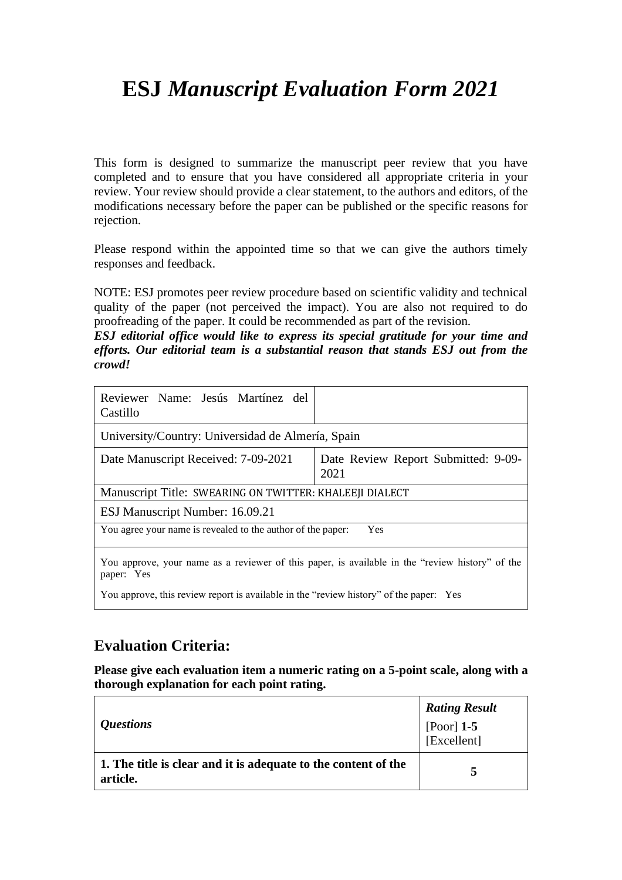# ESJ *Manuscript Evaluation Form 2021*

This form is designed to summarize the manuscript peer review that you have completed and to ensure that you have considered all appropriate criteria in your review. Your review should provide a clear statement, to the authors and editors, of the modifications necessary before the paper can be published or the specific reasons for rejection.

Please respond within the appointed time so that we can give the authors timely responses and feedback.

NOTE: ESJ promotes peer review procedure based on scientific validity and technical quality of the paper (not perceived the impact). You are also not required to do proofreading of the paper. It could be recommended as part of the revision.

***ESJ editorial office would like to express its special gratitude for your time and efforts. Our editorial team is a substantial reason that stands ESJ out from the crowd!***

| | |
|---|---|
| Reviewer Name: Jesús Martínez del Castillo | |
| University/Country: Universidad de Almería, Spain | |
| Date Manuscript Received: 7-09-2021 | Date Review Report Submitted: 9-09-2021 |
| Manuscript Title: SWEARING ON TWITTER: KHALEEJI DIALECT | |
| ESJ Manuscript Number: 16.09.21 | |
| You agree your name is revealed to the author of the paper: Yes | |
| You approve, your name as a reviewer of this paper, is available in the "review history" of the paper: Yes<br><br>You approve, this review report is available in the "review history" of the paper: Yes | |

## Evaluation Criteria:

**Please give each evaluation item a numeric rating on a 5-point scale, along with a thorough explanation for each point rating.**

| *Questions* | ***Rating Result*** [Poor] **1-5** [Excellent] |
|---|---|
| **1. The title is clear and it is adequate to the content of the article.** | **5** |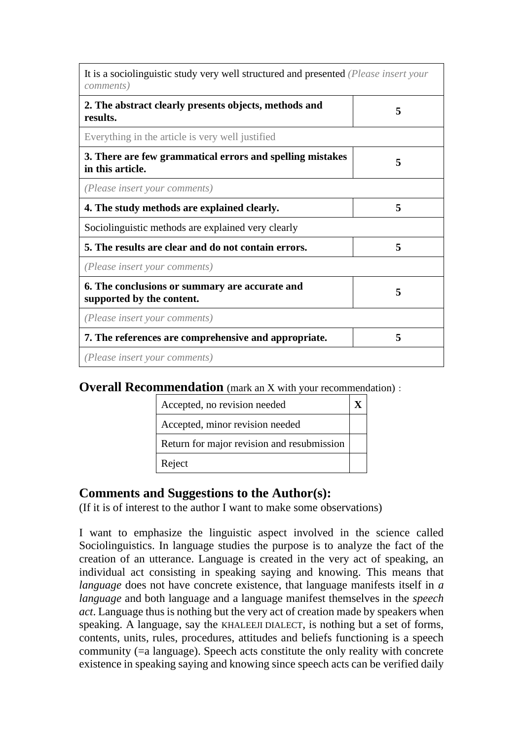| | |
|---|---|
| It is a sociolinguistic study very well structured and presented *(Please insert your comments)* | |
| **2. The abstract clearly presents objects, methods and results.** | **5** |
| Everything in the article is very well justified | |
| **3. There are few grammatical errors and spelling mistakes in this article.** | **5** |
| *(Please insert your comments)* | |
| **4. The study methods are explained clearly.** | **5** |
| Sociolinguistic methods are explained very clearly | |
| **5. The results are clear and do not contain errors.** | **5** |
| *(Please insert your comments)* | |
| **6. The conclusions or summary are accurate and supported by the content.** | **5** |
| *(Please insert your comments)* | |
| **7. The references are comprehensive and appropriate.** | **5** |
| *(Please insert your comments)* | |

## Overall Recommendation (mark an X with your recommendation) :

| | |
|---|---|
| Accepted, no revision needed | **X** |
| Accepted, minor revision needed | |
| Return for major revision and resubmission | |
| Reject | |

## Comments and Suggestions to the Author(s):

(If it is of interest to the author I want to make some observations)

I want to emphasize the linguistic aspect involved in the science called Sociolinguistics. In language studies the purpose is to analyze the fact of the creation of an utterance. Language is created in the very act of speaking, an individual act consisting in speaking saying and knowing. This means that *language* does not have concrete existence, that language manifests itself in *a language* and both language and a language manifest themselves in the *speech act*. Language thus is nothing but the very act of creation made by speakers when speaking. A language, say the KHALEEJI DIALECT, is nothing but a set of forms, contents, units, rules, procedures, attitudes and beliefs functioning is a speech community (=a language). Speech acts constitute the only reality with concrete existence in speaking saying and knowing since speech acts can be verified daily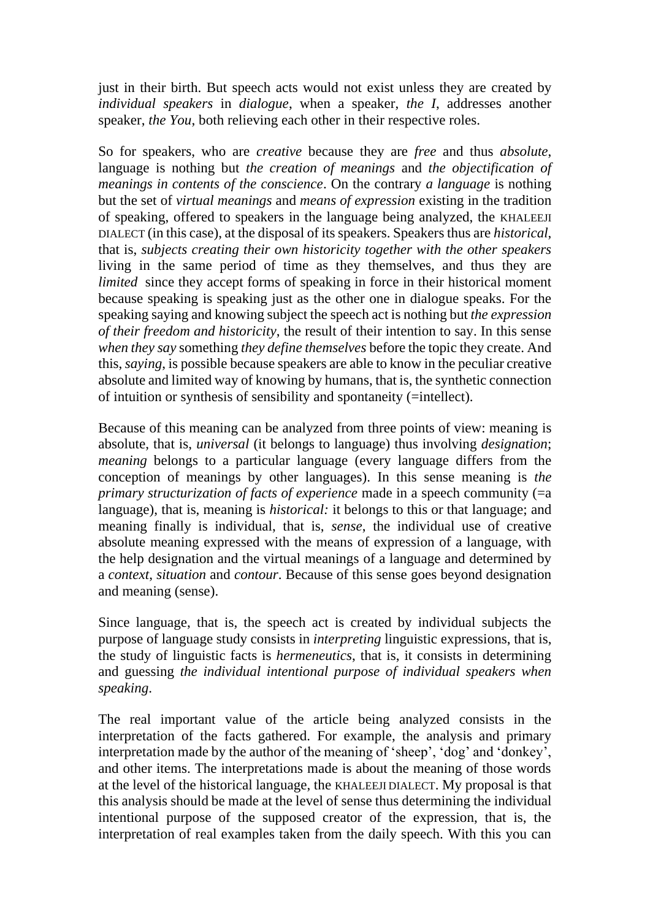just in their birth. But speech acts would not exist unless they are created by *individual speakers* in *dialogue*, when a speaker, *the I*, addresses another speaker, *the You*, both relieving each other in their respective roles.

So for speakers, who are *creative* because they are *free* and thus *absolute*, language is nothing but *the creation of meanings* and *the objectification of meanings in contents of the conscience*. On the contrary *a language* is nothing but the set of *virtual meanings* and *means of expression* existing in the tradition of speaking, offered to speakers in the language being analyzed, the KHALEEJI DIALECT (in this case), at the disposal of its speakers. Speakers thus are *historical*, that is, *subjects creating their own historicity together with the other speakers* living in the same period of time as they themselves, and thus they are *limited* since they accept forms of speaking in force in their historical moment because speaking is speaking just as the other one in dialogue speaks. For the speaking saying and knowing subject the speech act is nothing but *the expression of their freedom and historicity*, the result of their intention to say. In this sense *when they say* something *they define themselves* before the topic they create. And this, *saying*, is possible because speakers are able to know in the peculiar creative absolute and limited way of knowing by humans, that is, the synthetic connection of intuition or synthesis of sensibility and spontaneity (=intellect).

Because of this meaning can be analyzed from three points of view: meaning is absolute, that is, *universal* (it belongs to language) thus involving *designation*; *meaning* belongs to a particular language (every language differs from the conception of meanings by other languages). In this sense meaning is *the primary structurization of facts of experience* made in a speech community (=a language), that is, meaning is *historical:* it belongs to this or that language; and meaning finally is individual, that is, *sense*, the individual use of creative absolute meaning expressed with the means of expression of a language, with the help designation and the virtual meanings of a language and determined by a *context*, *situation* and *contour*. Because of this sense goes beyond designation and meaning (sense).

Since language, that is, the speech act is created by individual subjects the purpose of language study consists in *interpreting* linguistic expressions, that is, the study of linguistic facts is *hermeneutics*, that is, it consists in determining and guessing *the individual intentional purpose of individual speakers when speaking*.

The real important value of the article being analyzed consists in the interpretation of the facts gathered. For example, the analysis and primary interpretation made by the author of the meaning of 'sheep', 'dog' and 'donkey', and other items. The interpretations made is about the meaning of those words at the level of the historical language, the KHALEEJI DIALECT. My proposal is that this analysis should be made at the level of sense thus determining the individual intentional purpose of the supposed creator of the expression, that is, the interpretation of real examples taken from the daily speech. With this you can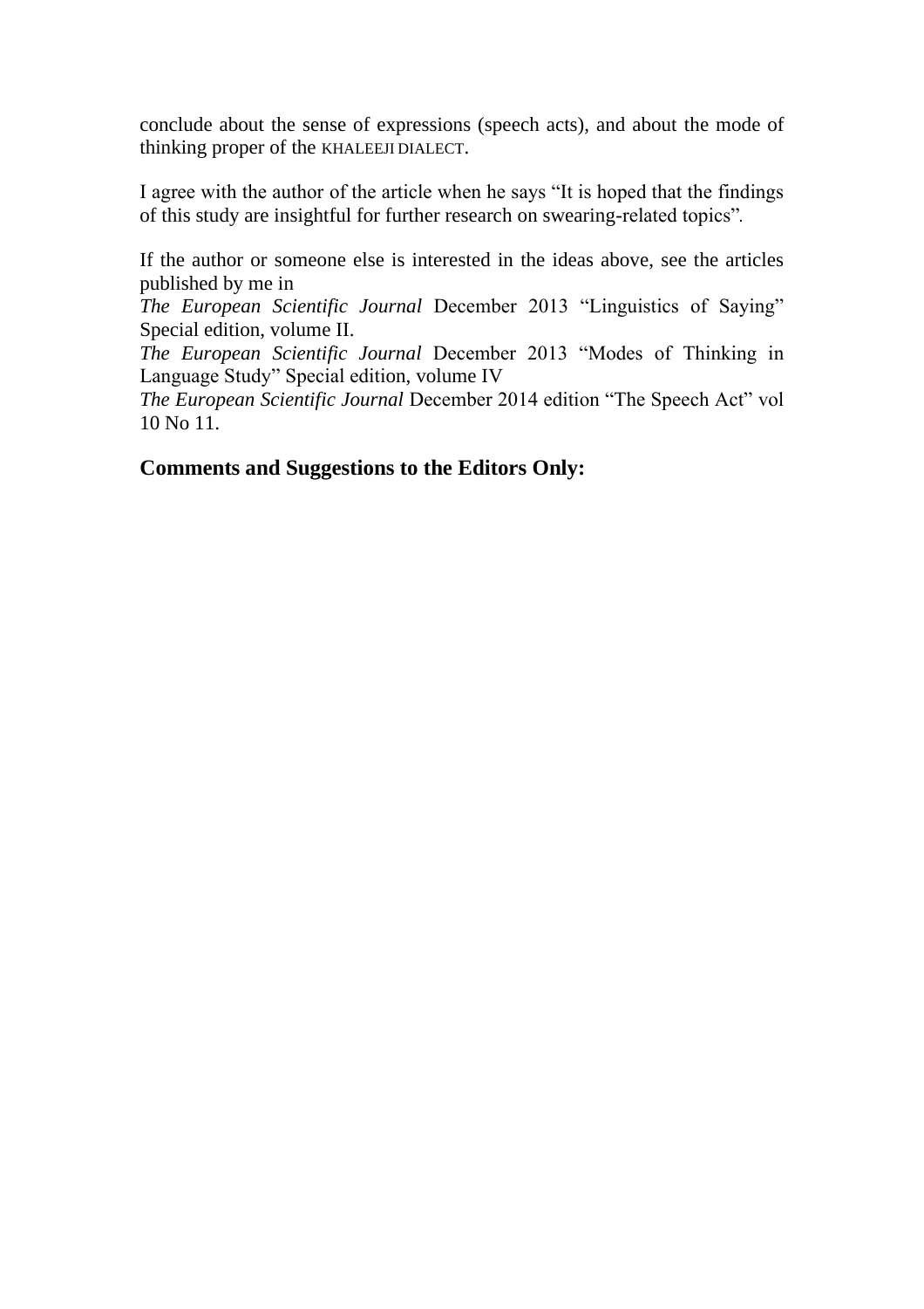conclude about the sense of expressions (speech acts), and about the mode of thinking proper of the KHALEEJI DIALECT.

I agree with the author of the article when he says “It is hoped that the findings of this study are insightful for further research on swearing-related topics”.

If the author or someone else is interested in the ideas above, see the articles published by me in
*The European Scientific Journal* December 2013 “Linguistics of Saying” Special edition, volume II.
*The European Scientific Journal* December 2013 “Modes of Thinking in Language Study” Special edition, volume IV
*The European Scientific Journal* December 2014 edition “The Speech Act” vol 10 No 11.

**Comments and Suggestions to the Editors Only:**